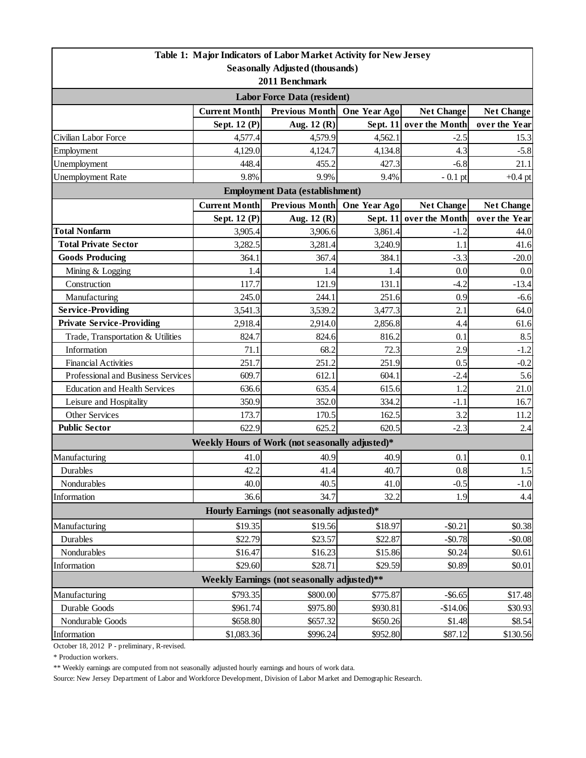# Table 1: Major Indicators of Labor Market Activity for New Jersey

**Seasonally Adjusted (thousands)**

**2011 Benchmark**

| Labor Force Data (resident) | | | | | |
|---|---|---|---|---|---|
| | **Current Month** | **Previous Month** | **One Year Ago** | **Net Change** | **Net Change** |
| | **Sept. 12 (P)** | **Aug. 12 (R)** | **Sept. 11** | **over the Month** | **over the Year** |
| Civilian Labor Force | 4,577.4 | 4,579.9 | 4,562.1 | -2.5 | 15.3 |
| Employment | 4,129.0 | 4,124.7 | 4,134.8 | 4.3 | -5.8 |
| Unemployment | 448.4 | 455.2 | 427.3 | -6.8 | 21.1 |
| Unemployment Rate | 9.8% | 9.9% | 9.4% | - 0.1 pt | +0.4 pt |
| **Employment Data (establishment)** | | | | | |
| | **Current Month** | **Previous Month** | **One Year Ago** | **Net Change** | **Net Change** |
| | **Sept. 12 (P)** | **Aug. 12 (R)** | **Sept. 11** | **over the Month** | **over the Year** |
| **Total Nonfarm** | 3,905.4 | 3,906.6 | 3,861.4 | -1.2 | 44.0 |
| **Total Private Sector** | 3,282.5 | 3,281.4 | 3,240.9 | 1.1 | 41.6 |
| **Goods Producing** | 364.1 | 367.4 | 384.1 | -3.3 | -20.0 |
| Mining & Logging | 1.4 | 1.4 | 1.4 | 0.0 | 0.0 |
| Construction | 117.7 | 121.9 | 131.1 | -4.2 | -13.4 |
| Manufacturing | 245.0 | 244.1 | 251.6 | 0.9 | -6.6 |
| **Service-Providing** | 3,541.3 | 3,539.2 | 3,477.3 | 2.1 | 64.0 |
| **Private Service-Providing** | 2,918.4 | 2,914.0 | 2,856.8 | 4.4 | 61.6 |
| Trade, Transportation & Utilities | 824.7 | 824.6 | 816.2 | 0.1 | 8.5 |
| Information | 71.1 | 68.2 | 72.3 | 2.9 | -1.2 |
| Financial Activities | 251.7 | 251.2 | 251.9 | 0.5 | -0.2 |
| Professional and Business Services | 609.7 | 612.1 | 604.1 | -2.4 | 5.6 |
| Education and Health Services | 636.6 | 635.4 | 615.6 | 1.2 | 21.0 |
| Leisure and Hospitality | 350.9 | 352.0 | 334.2 | -1.1 | 16.7 |
| Other Services | 173.7 | 170.5 | 162.5 | 3.2 | 11.2 |
| **Public Sector** | 622.9 | 625.2 | 620.5 | -2.3 | 2.4 |
| **Weekly Hours of Work (not seasonally adjusted)*** | | | | | |
| Manufacturing | 41.0 | 40.9 | 40.9 | 0.1 | 0.1 |
| Durables | 42.2 | 41.4 | 40.7 | 0.8 | 1.5 |
| Nondurables | 40.0 | 40.5 | 41.0 | -0.5 | -1.0 |
| Information | 36.6 | 34.7 | 32.2 | 1.9 | 4.4 |
| **Hourly Earnings (not seasonally adjusted)*** | | | | | |
| Manufacturing | $19.35 | $19.56 | $18.97 | -$0.21 | $0.38 |
| Durables | $22.79 | $23.57 | $22.87 | -$0.78 | -$0.08 |
| Nondurables | $16.47 | $16.23 | $15.86 | $0.24 | $0.61 |
| Information | $29.60 | $28.71 | $29.59 | $0.89 | $0.01 |
| **Weekly Earnings (not seasonally adjusted)**** | | | | | |
| Manufacturing | $793.35 | $800.00 | $775.87 | -$6.65 | $17.48 |
| Durable Goods | $961.74 | $975.80 | $930.81 | -$14.06 | $30.93 |
| Nondurable Goods | $658.80 | $657.32 | $650.26 | $1.48 | $8.54 |
| Information | $1,083.36 | $996.24 | $952.80 | $87.12 | $130.56 |

October 18, 2012 P - preliminary, R-revised.

* Production workers.

** Weekly earnings are computed from not seasonally adjusted hourly earnings and hours of work data.

Source: New Jersey Department of Labor and Workforce Development, Division of Labor Market and Demographic Research.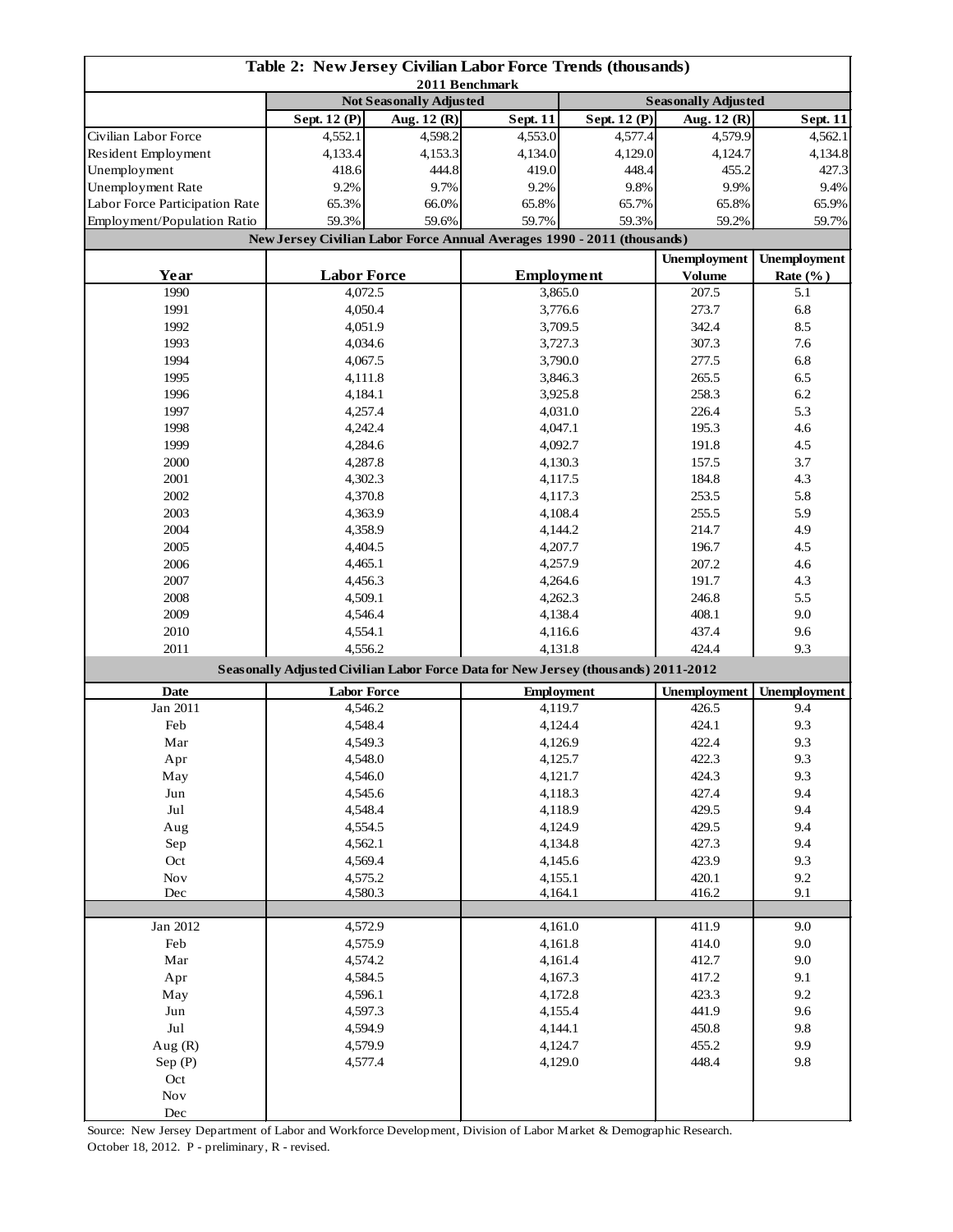# Table 2: New Jersey Civilian Labor Force Trends (thousands)

2011 Benchmark

| | Not Seasonally Adjusted | | | Seasonally Adjusted | | |
|---|---|---|---|---|---|---|
| | Sept. 12 (P) | Aug. 12 (R) | Sept. 11 | Sept. 12 (P) | Aug. 12 (R) | Sept. 11 |
| Civilian Labor Force | 4,552.1 | 4,598.2 | 4,553.0 | 4,577.4 | 4,579.9 | 4,562.1 |
| Resident Employment | 4,133.4 | 4,153.3 | 4,134.0 | 4,129.0 | 4,124.7 | 4,134.8 |
| Unemployment | 418.6 | 444.8 | 419.0 | 448.4 | 455.2 | 427.3 |
| Unemployment Rate | 9.2% | 9.7% | 9.2% | 9.8% | 9.9% | 9.4% |
| Labor Force Participation Rate | 65.3% | 66.0% | 65.8% | 65.7% | 65.8% | 65.9% |
| Employment/Population Ratio | 59.3% | 59.6% | 59.7% | 59.3% | 59.2% | 59.7% |

## New Jersey Civilian Labor Force Annual Averages 1990 - 2011 (thousands)

| Year | Labor Force | Employment | Unemployment Volume | Unemployment Rate (%) |
|---|---|---|---|---|
| 1990 | 4,072.5 | 3,865.0 | 207.5 | 5.1 |
| 1991 | 4,050.4 | 3,776.6 | 273.7 | 6.8 |
| 1992 | 4,051.9 | 3,709.5 | 342.4 | 8.5 |
| 1993 | 4,034.6 | 3,727.3 | 307.3 | 7.6 |
| 1994 | 4,067.5 | 3,790.0 | 277.5 | 6.8 |
| 1995 | 4,111.8 | 3,846.3 | 265.5 | 6.5 |
| 1996 | 4,184.1 | 3,925.8 | 258.3 | 6.2 |
| 1997 | 4,257.4 | 4,031.0 | 226.4 | 5.3 |
| 1998 | 4,242.4 | 4,047.1 | 195.3 | 4.6 |
| 1999 | 4,284.6 | 4,092.7 | 191.8 | 4.5 |
| 2000 | 4,287.8 | 4,130.3 | 157.5 | 3.7 |
| 2001 | 4,302.3 | 4,117.5 | 184.8 | 4.3 |
| 2002 | 4,370.8 | 4,117.3 | 253.5 | 5.8 |
| 2003 | 4,363.9 | 4,108.4 | 255.5 | 5.9 |
| 2004 | 4,358.9 | 4,144.2 | 214.7 | 4.9 |
| 2005 | 4,404.5 | 4,207.7 | 196.7 | 4.5 |
| 2006 | 4,465.1 | 4,257.9 | 207.2 | 4.6 |
| 2007 | 4,456.3 | 4,264.6 | 191.7 | 4.3 |
| 2008 | 4,509.1 | 4,262.3 | 246.8 | 5.5 |
| 2009 | 4,546.4 | 4,138.4 | 408.1 | 9.0 |
| 2010 | 4,554.1 | 4,116.6 | 437.4 | 9.6 |
| 2011 | 4,556.2 | 4,131.8 | 424.4 | 9.3 |

## Seasonally Adjusted Civilian Labor Force Data for New Jersey (thousands) 2011-2012

| Date | Labor Force | Employment | Unemployment | Unemployment |
|---|---|---|---|---|
| Jan 2011 | 4,546.2 | 4,119.7 | 426.5 | 9.4 |
| Feb | 4,548.4 | 4,124.4 | 424.1 | 9.3 |
| Mar | 4,549.3 | 4,126.9 | 422.4 | 9.3 |
| Apr | 4,548.0 | 4,125.7 | 422.3 | 9.3 |
| May | 4,546.0 | 4,121.7 | 424.3 | 9.3 |
| Jun | 4,545.6 | 4,118.3 | 427.4 | 9.4 |
| Jul | 4,548.4 | 4,118.9 | 429.5 | 9.4 |
| Aug | 4,554.5 | 4,124.9 | 429.5 | 9.4 |
| Sep | 4,562.1 | 4,134.8 | 427.3 | 9.4 |
| Oct | 4,569.4 | 4,145.6 | 423.9 | 9.3 |
| Nov | 4,575.2 | 4,155.1 | 420.1 | 9.2 |
| Dec | 4,580.3 | 4,164.1 | 416.2 | 9.1 |
| | | | | |
| Jan 2012 | 4,572.9 | 4,161.0 | 411.9 | 9.0 |
| Feb | 4,575.9 | 4,161.8 | 414.0 | 9.0 |
| Mar | 4,574.2 | 4,161.4 | 412.7 | 9.0 |
| Apr | 4,584.5 | 4,167.3 | 417.2 | 9.1 |
| May | 4,596.1 | 4,172.8 | 423.3 | 9.2 |
| Jun | 4,597.3 | 4,155.4 | 441.9 | 9.6 |
| Jul | 4,594.9 | 4,144.1 | 450.8 | 9.8 |
| Aug (R) | 4,579.9 | 4,124.7 | 455.2 | 9.9 |
| Sep (P) | 4,577.4 | 4,129.0 | 448.4 | 9.8 |
| Oct | | | | |
| Nov | | | | |
| Dec | | | | |

Source: New Jersey Department of Labor and Workforce Development, Division of Labor Market & Demographic Research.
October 18, 2012. P - preliminary, R - revised.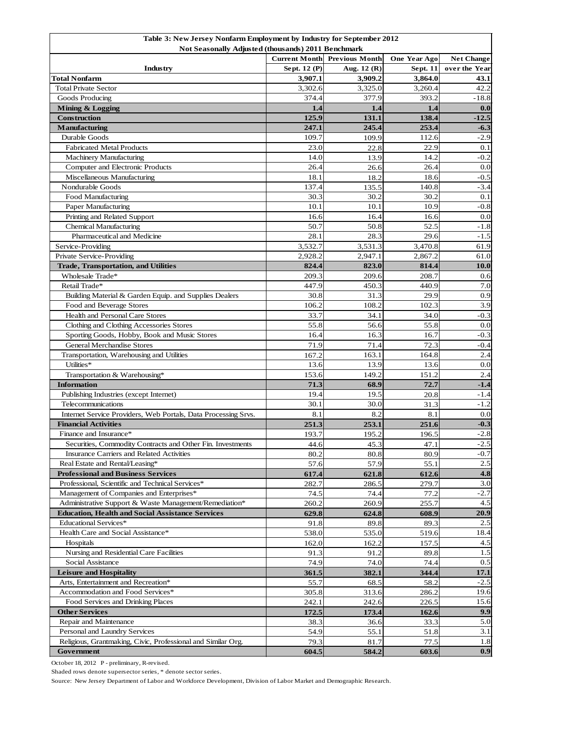**Table 3: New Jersey Nonfarm Employment by Industry for September 2012**
**Not Seasonally Adjusted (thousands) 2011 Benchmark**

| Industry | Current Month Sept. 12 (P) | Previous Month Aug. 12 (R) | One Year Ago Sept. 11 | Net Change over the Year |
|---|---|---|---|---|
| **Total Nonfarm** | **3,907.1** | **3,909.2** | **3,864.0** | **43.1** |
| Total Private Sector | 3,302.6 | 3,325.0 | 3,260.4 | 42.2 |
| Goods Producing | 374.4 | 377.9 | 393.2 | -18.8 |
| **Mining & Logging** | **1.4** | **1.4** | **1.4** | **0.0** |
| **Construction** | **125.9** | **131.1** | **138.4** | **-12.5** |
| **Manufacturing** | **247.1** | **245.4** | **253.4** | **-6.3** |
| Durable Goods | 109.7 | 109.9 | 112.6 | -2.9 |
| Fabricated Metal Products | 23.0 | 22.8 | 22.9 | 0.1 |
| Machinery Manufacturing | 14.0 | 13.9 | 14.2 | -0.2 |
| Computer and Electronic Products | 26.4 | 26.6 | 26.4 | 0.0 |
| Miscellaneous Manufacturing | 18.1 | 18.2 | 18.6 | -0.5 |
| Nondurable Goods | 137.4 | 135.5 | 140.8 | -3.4 |
| Food Manufacturing | 30.3 | 30.2 | 30.2 | 0.1 |
| Paper Manufacturing | 10.1 | 10.1 | 10.9 | -0.8 |
| Printing and Related Support | 16.6 | 16.4 | 16.6 | 0.0 |
| Chemical Manufacturing | 50.7 | 50.8 | 52.5 | -1.8 |
| Pharmaceutical and Medicine | 28.1 | 28.3 | 29.6 | -1.5 |
| Service-Providing | 3,532.7 | 3,531.3 | 3,470.8 | 61.9 |
| Private Service-Providing | 2,928.2 | 2,947.1 | 2,867.2 | 61.0 |
| **Trade, Transportation, and Utilities** | **824.4** | **823.0** | **814.4** | **10.0** |
| Wholesale Trade* | 209.3 | 209.6 | 208.7 | 0.6 |
| Retail Trade* | 447.9 | 450.3 | 440.9 | 7.0 |
| Building Material & Garden Equip. and Supplies Dealers | 30.8 | 31.3 | 29.9 | 0.9 |
| Food and Beverage Stores | 106.2 | 108.2 | 102.3 | 3.9 |
| Health and Personal Care Stores | 33.7 | 34.1 | 34.0 | -0.3 |
| Clothing and Clothing Accessories Stores | 55.8 | 56.6 | 55.8 | 0.0 |
| Sporting Goods, Hobby, Book and Music Stores | 16.4 | 16.3 | 16.7 | -0.3 |
| General Merchandise Stores | 71.9 | 71.4 | 72.3 | -0.4 |
| Transportation, Warehousing and Utilities | 167.2 | 163.1 | 164.8 | 2.4 |
| Utilities* | 13.6 | 13.9 | 13.6 | 0.0 |
| Transportation & Warehousing* | 153.6 | 149.2 | 151.2 | 2.4 |
| **Information** | **71.3** | **68.9** | **72.7** | **-1.4** |
| Publishing Industries (except Internet) | 19.4 | 19.5 | 20.8 | -1.4 |
| Telecommunications | 30.1 | 30.0 | 31.3 | -1.2 |
| Internet Service Providers, Web Portals, Data Processing Srvs. | 8.1 | 8.2 | 8.1 | 0.0 |
| **Financial Activities** | **251.3** | **253.1** | **251.6** | **-0.3** |
| Finance and Insurance* | 193.7 | 195.2 | 196.5 | -2.8 |
| Securities, Commodity Contracts and Other Fin. Investments | 44.6 | 45.3 | 47.1 | -2.5 |
| Insurance Carriers and Related Activities | 80.2 | 80.8 | 80.9 | -0.7 |
| Real Estate and Rental/Leasing* | 57.6 | 57.9 | 55.1 | 2.5 |
| **Professional and Business Services** | **617.4** | **621.8** | **612.6** | **4.8** |
| Professional, Scientific and Technical Services* | 282.7 | 286.5 | 279.7 | 3.0 |
| Management of Companies and Enterprises* | 74.5 | 74.4 | 77.2 | -2.7 |
| Administrative Support & Waste Management/Remediation* | 260.2 | 260.9 | 255.7 | 4.5 |
| **Education, Health and Social Assistance Services** | **629.8** | **624.8** | **608.9** | **20.9** |
| Educational Services* | 91.8 | 89.8 | 89.3 | 2.5 |
| Health Care and Social Assistance* | 538.0 | 535.0 | 519.6 | 18.4 |
| Hospitals | 162.0 | 162.2 | 157.5 | 4.5 |
| Nursing and Residential Care Facilities | 91.3 | 91.2 | 89.8 | 1.5 |
| Social Assistance | 74.9 | 74.0 | 74.4 | 0.5 |
| **Leisure and Hospitality** | **361.5** | **382.1** | **344.4** | **17.1** |
| Arts, Entertainment and Recreation* | 55.7 | 68.5 | 58.2 | -2.5 |
| Accommodation and Food Services* | 305.8 | 313.6 | 286.2 | 19.6 |
| Food Services and Drinking Places | 242.1 | 242.6 | 226.5 | 15.6 |
| **Other Services** | **172.5** | **173.4** | **162.6** | **9.9** |
| Repair and Maintenance | 38.3 | 36.6 | 33.3 | 5.0 |
| Personal and Laundry Services | 54.9 | 55.1 | 51.8 | 3.1 |
| Religious, Grantmaking, Civic, Professional and Similar Org. | 79.3 | 81.7 | 77.5 | 1.8 |
| **Government** | **604.5** | **584.2** | **603.6** | **0.9** |

October 18, 2012 P - preliminary, R-revised.

Shaded rows denote supersector series, * denote sector series.

Source: New Jersey Department of Labor and Workforce Development, Division of Labor Market and Demographic Research.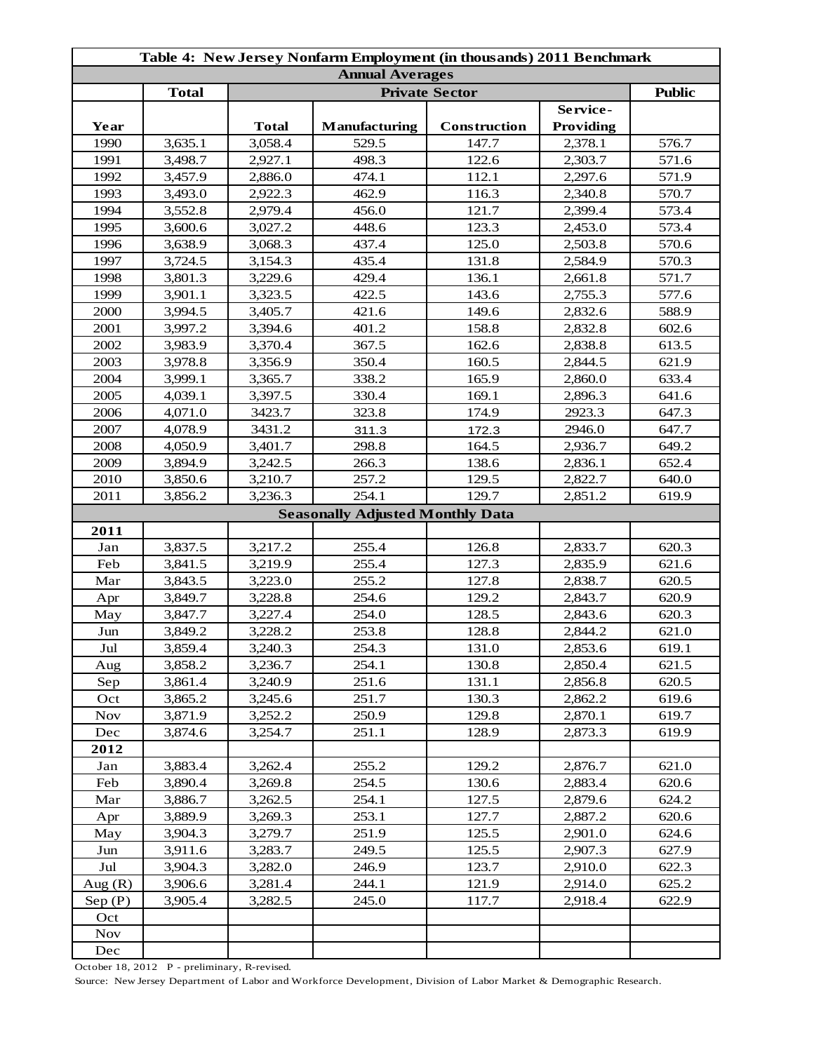| Table 4: New Jersey Nonfarm Employment (in thousands) 2011 Benchmark | | | | | | |
|---|---|---|---|---|---|---|
| Annual Averages | | | | | | |
| | Total | Private Sector | | | | Public |
| Year | | Total | Manufacturing | Construction | Service-Providing | |
| 1990 | 3,635.1 | 3,058.4 | 529.5 | 147.7 | 2,378.1 | 576.7 |
| 1991 | 3,498.7 | 2,927.1 | 498.3 | 122.6 | 2,303.7 | 571.6 |
| 1992 | 3,457.9 | 2,886.0 | 474.1 | 112.1 | 2,297.6 | 571.9 |
| 1993 | 3,493.0 | 2,922.3 | 462.9 | 116.3 | 2,340.8 | 570.7 |
| 1994 | 3,552.8 | 2,979.4 | 456.0 | 121.7 | 2,399.4 | 573.4 |
| 1995 | 3,600.6 | 3,027.2 | 448.6 | 123.3 | 2,453.0 | 573.4 |
| 1996 | 3,638.9 | 3,068.3 | 437.4 | 125.0 | 2,503.8 | 570.6 |
| 1997 | 3,724.5 | 3,154.3 | 435.4 | 131.8 | 2,584.9 | 570.3 |
| 1998 | 3,801.3 | 3,229.6 | 429.4 | 136.1 | 2,661.8 | 571.7 |
| 1999 | 3,901.1 | 3,323.5 | 422.5 | 143.6 | 2,755.3 | 577.6 |
| 2000 | 3,994.5 | 3,405.7 | 421.6 | 149.6 | 2,832.6 | 588.9 |
| 2001 | 3,997.2 | 3,394.6 | 401.2 | 158.8 | 2,832.8 | 602.6 |
| 2002 | 3,983.9 | 3,370.4 | 367.5 | 162.6 | 2,838.8 | 613.5 |
| 2003 | 3,978.8 | 3,356.9 | 350.4 | 160.5 | 2,844.5 | 621.9 |
| 2004 | 3,999.1 | 3,365.7 | 338.2 | 165.9 | 2,860.0 | 633.4 |
| 2005 | 4,039.1 | 3,397.5 | 330.4 | 169.1 | 2,896.3 | 641.6 |
| 2006 | 4,071.0 | 3423.7 | 323.8 | 174.9 | 2923.3 | 647.3 |
| 2007 | 4,078.9 | 3431.2 | 311.3 | 172.3 | 2946.0 | 647.7 |
| 2008 | 4,050.9 | 3,401.7 | 298.8 | 164.5 | 2,936.7 | 649.2 |
| 2009 | 3,894.9 | 3,242.5 | 266.3 | 138.6 | 2,836.1 | 652.4 |
| 2010 | 3,850.6 | 3,210.7 | 257.2 | 129.5 | 2,822.7 | 640.0 |
| 2011 | 3,856.2 | 3,236.3 | 254.1 | 129.7 | 2,851.2 | 619.9 |
| Seasonally Adjusted Monthly Data | | | | | | |
| **2011** | | | | | | |
| Jan | 3,837.5 | 3,217.2 | 255.4 | 126.8 | 2,833.7 | 620.3 |
| Feb | 3,841.5 | 3,219.9 | 255.4 | 127.3 | 2,835.9 | 621.6 |
| Mar | 3,843.5 | 3,223.0 | 255.2 | 127.8 | 2,838.7 | 620.5 |
| Apr | 3,849.7 | 3,228.8 | 254.6 | 129.2 | 2,843.7 | 620.9 |
| May | 3,847.7 | 3,227.4 | 254.0 | 128.5 | 2,843.6 | 620.3 |
| Jun | 3,849.2 | 3,228.2 | 253.8 | 128.8 | 2,844.2 | 621.0 |
| Jul | 3,859.4 | 3,240.3 | 254.3 | 131.0 | 2,853.6 | 619.1 |
| Aug | 3,858.2 | 3,236.7 | 254.1 | 130.8 | 2,850.4 | 621.5 |
| Sep | 3,861.4 | 3,240.9 | 251.6 | 131.1 | 2,856.8 | 620.5 |
| Oct | 3,865.2 | 3,245.6 | 251.7 | 130.3 | 2,862.2 | 619.6 |
| Nov | 3,871.9 | 3,252.2 | 250.9 | 129.8 | 2,870.1 | 619.7 |
| Dec | 3,874.6 | 3,254.7 | 251.1 | 128.9 | 2,873.3 | 619.9 |
| **2012** | | | | | | |
| Jan | 3,883.4 | 3,262.4 | 255.2 | 129.2 | 2,876.7 | 621.0 |
| Feb | 3,890.4 | 3,269.8 | 254.5 | 130.6 | 2,883.4 | 620.6 |
| Mar | 3,886.7 | 3,262.5 | 254.1 | 127.5 | 2,879.6 | 624.2 |
| Apr | 3,889.9 | 3,269.3 | 253.1 | 127.7 | 2,887.2 | 620.6 |
| May | 3,904.3 | 3,279.7 | 251.9 | 125.5 | 2,901.0 | 624.6 |
| Jun | 3,911.6 | 3,283.7 | 249.5 | 125.5 | 2,907.3 | 627.9 |
| Jul | 3,904.3 | 3,282.0 | 246.9 | 123.7 | 2,910.0 | 622.3 |
| Aug (R) | 3,906.6 | 3,281.4 | 244.1 | 121.9 | 2,914.0 | 625.2 |
| Sep (P) | 3,905.4 | 3,282.5 | 245.0 | 117.7 | 2,918.4 | 622.9 |
| Oct | | | | | | |
| Nov | | | | | | |
| Dec | | | | | | |

October 18, 2012 P - preliminary, R-revised.

Source: New Jersey Department of Labor and Workforce Development, Division of Labor Market & Demographic Research.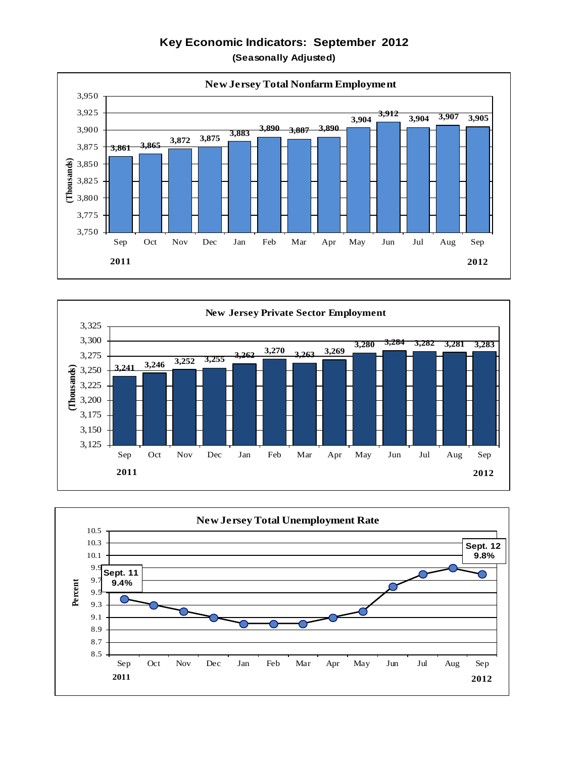# Key Economic Indicators: September 2012

**(Seasonally Adjusted)**

New Jersey Total Nonfarm Employment

(Thousands)

3,950
3,925
3,900
3,875
3,850
3,825
3,800
3,775
3,750

3,861 3,865 3,872 3,875 3,883 3,890 3,887 3,890 3,904 3,912 3,904 3,907 3,905

Sep Oct Nov Dec Jan Feb Mar Apr May Jun Jul Aug Sep

2011 2012

New Jersey Private Sector Employment

(Thousands)

3,325
3,300
3,275
3,250
3,225
3,200
3,175
3,150
3,125

3,241 3,246 3,252 3,255 3,262 3,270 3,263 3,269 3,280 3,284 3,282 3,281 3,283

Sep Oct Nov Dec Jan Feb Mar Apr May Jun Jul Aug Sep

2011 2012

New Jersey Total Unemployment Rate

Percent

10.5
10.3
10.1
9.9
9.7
9.5
9.3
9.1
8.9
8.7
8.5

Sept. 11
9.4%

Sept. 12
9.8%

Sep Oct Nov Dec Jan Feb Mar Apr May Jun Jul Aug Sep

2011 2012